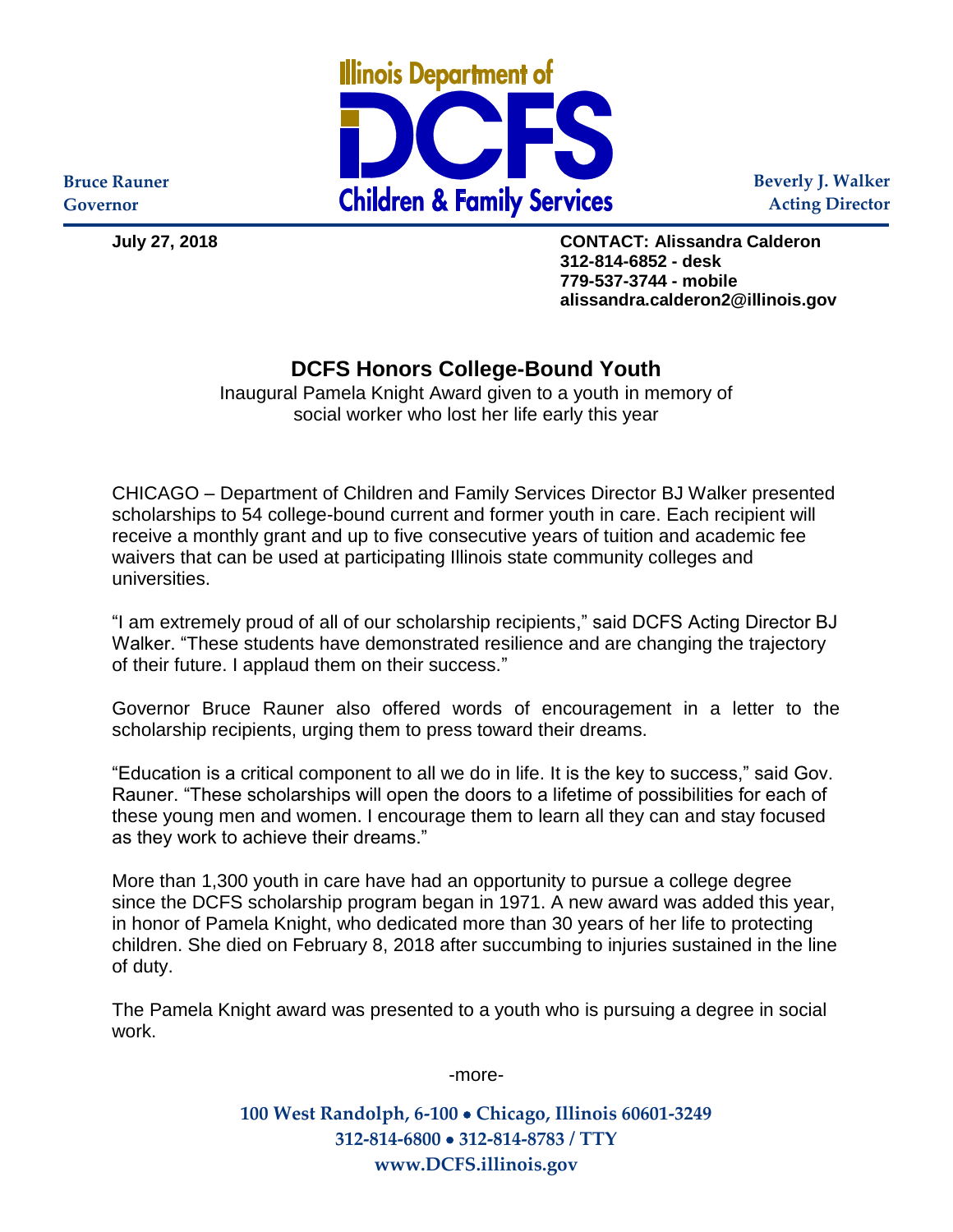Illinois Department of
DCFS
Children & Family Services

Bruce Rauner
Governor

Beverly J. Walker
Acting Director

**July 27, 2018**

**CONTACT: Alissandra Calderon**
**312-814-6852 - desk**
**779-537-3744 - mobile**
**alissandra.calderon2@illinois.gov**

## DCFS Honors College-Bound Youth

Inaugural Pamela Knight Award given to a youth in memory of social worker who lost her life early this year

CHICAGO – Department of Children and Family Services Director BJ Walker presented scholarships to 54 college-bound current and former youth in care. Each recipient will receive a monthly grant and up to five consecutive years of tuition and academic fee waivers that can be used at participating Illinois state community colleges and universities.

"I am extremely proud of all of our scholarship recipients," said DCFS Acting Director BJ Walker. "These students have demonstrated resilience and are changing the trajectory of their future. I applaud them on their success."

Governor Bruce Rauner also offered words of encouragement in a letter to the scholarship recipients, urging them to press toward their dreams.

"Education is a critical component to all we do in life. It is the key to success," said Gov. Rauner. "These scholarships will open the doors to a lifetime of possibilities for each of these young men and women. I encourage them to learn all they can and stay focused as they work to achieve their dreams."

More than 1,300 youth in care have had an opportunity to pursue a college degree since the DCFS scholarship program began in 1971. A new award was added this year, in honor of Pamela Knight, who dedicated more than 30 years of her life to protecting children. She died on February 8, 2018 after succumbing to injuries sustained in the line of duty.

The Pamela Knight award was presented to a youth who is pursuing a degree in social work.

-more-

**100 West Randolph, 6-100 • Chicago, Illinois 60601-3249**
**312-814-6800 • 312-814-8783 / TTY**
**www.DCFS.illinois.gov**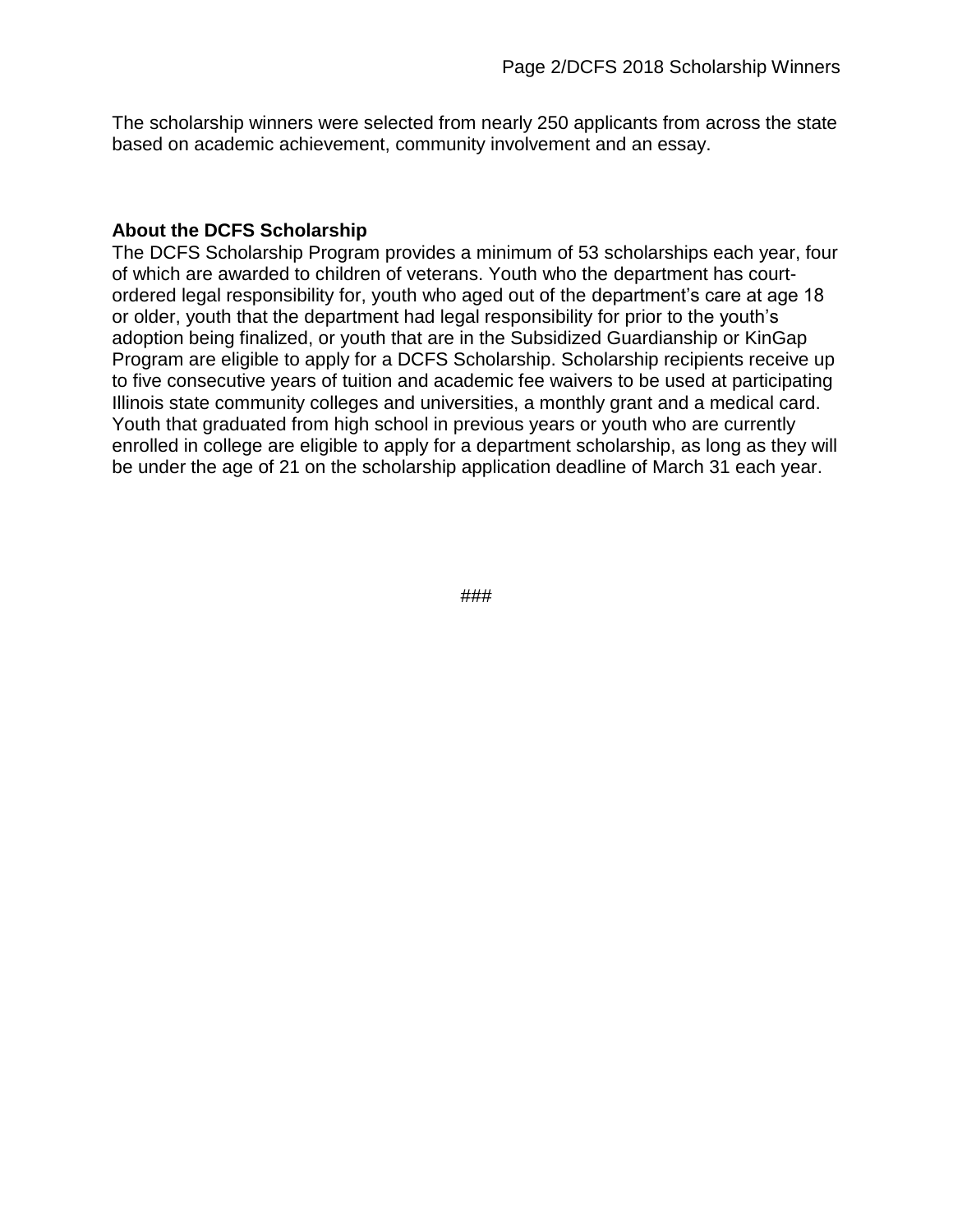The scholarship winners were selected from nearly 250 applicants from across the state based on academic achievement, community involvement and an essay.

**About the DCFS Scholarship**

The DCFS Scholarship Program provides a minimum of 53 scholarships each year, four of which are awarded to children of veterans. Youth who the department has court-ordered legal responsibility for, youth who aged out of the department's care at age 18 or older, youth that the department had legal responsibility for prior to the youth's adoption being finalized, or youth that are in the Subsidized Guardianship or KinGap Program are eligible to apply for a DCFS Scholarship. Scholarship recipients receive up to five consecutive years of tuition and academic fee waivers to be used at participating Illinois state community colleges and universities, a monthly grant and a medical card. Youth that graduated from high school in previous years or youth who are currently enrolled in college are eligible to apply for a department scholarship, as long as they will be under the age of 21 on the scholarship application deadline of March 31 each year.

###